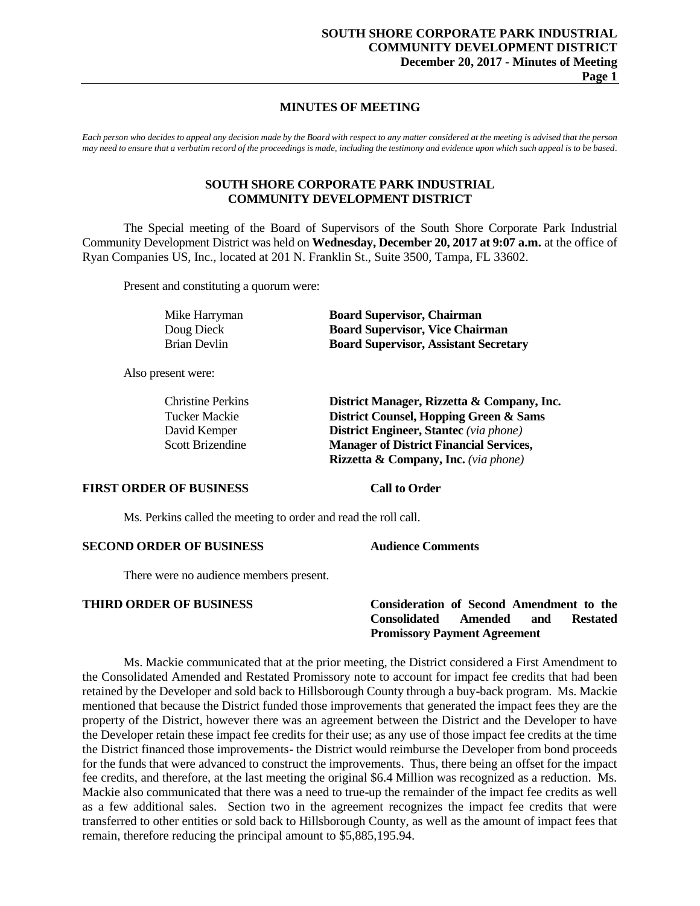## MINUTES OF MEETING

*Each person who decides to appeal any decision made by the Board with respect to any matter considered at the meeting is advised that the person may need to ensure that a verbatim record of the proceedings is made, including the testimony and evidence upon which such appeal is to be based.*

## SOUTH SHORE CORPORATE PARK INDUSTRIAL COMMUNITY DEVELOPMENT DISTRICT

The Special meeting of the Board of Supervisors of the South Shore Corporate Park Industrial Community Development District was held on **Wednesday, December 20, 2017 at 9:07 a.m.** at the office of Ryan Companies US, Inc., located at 201 N. Franklin St., Suite 3500, Tampa, FL 33602.

Present and constituting a quorum were:

| | |
|---|---|
| Mike Harryman | **Board Supervisor, Chairman** |
| Doug Dieck | **Board Supervisor, Vice Chairman** |
| Brian Devlin | **Board Supervisor, Assistant Secretary** |

Also present were:

| | |
|---|---|
| Christine Perkins | **District Manager, Rizzetta & Company, Inc.** |
| Tucker Mackie | **District Counsel, Hopping Green & Sams** |
| David Kemper | **District Engineer, Stantec** *(via phone)* |
| Scott Brizendine | **Manager of District Financial Services, Rizzetta & Company, Inc.** *(via phone)* |

**FIRST ORDER OF BUSINESS** — **Call to Order**

Ms. Perkins called the meeting to order and read the roll call.

**SECOND ORDER OF BUSINESS** — **Audience Comments**

There were no audience members present.

**THIRD ORDER OF BUSINESS** — **Consideration of Second Amendment to the Consolidated Amended and Restated Promissory Payment Agreement**

Ms. Mackie communicated that at the prior meeting, the District considered a First Amendment to the Consolidated Amended and Restated Promissory note to account for impact fee credits that had been retained by the Developer and sold back to Hillsborough County through a buy-back program. Ms. Mackie mentioned that because the District funded those improvements that generated the impact fees they are the property of the District, however there was an agreement between the District and the Developer to have the Developer retain these impact fee credits for their use; as any use of those impact fee credits at the time the District financed those improvements- the District would reimburse the Developer from bond proceeds for the funds that were advanced to construct the improvements. Thus, there being an offset for the impact fee credits, and therefore, at the last meeting the original $6.4 Million was recognized as a reduction. Ms. Mackie also communicated that there was a need to true-up the remainder of the impact fee credits as well as a few additional sales. Section two in the agreement recognizes the impact fee credits that were transferred to other entities or sold back to Hillsborough County, as well as the amount of impact fees that remain, therefore reducing the principal amount to $5,885,195.94.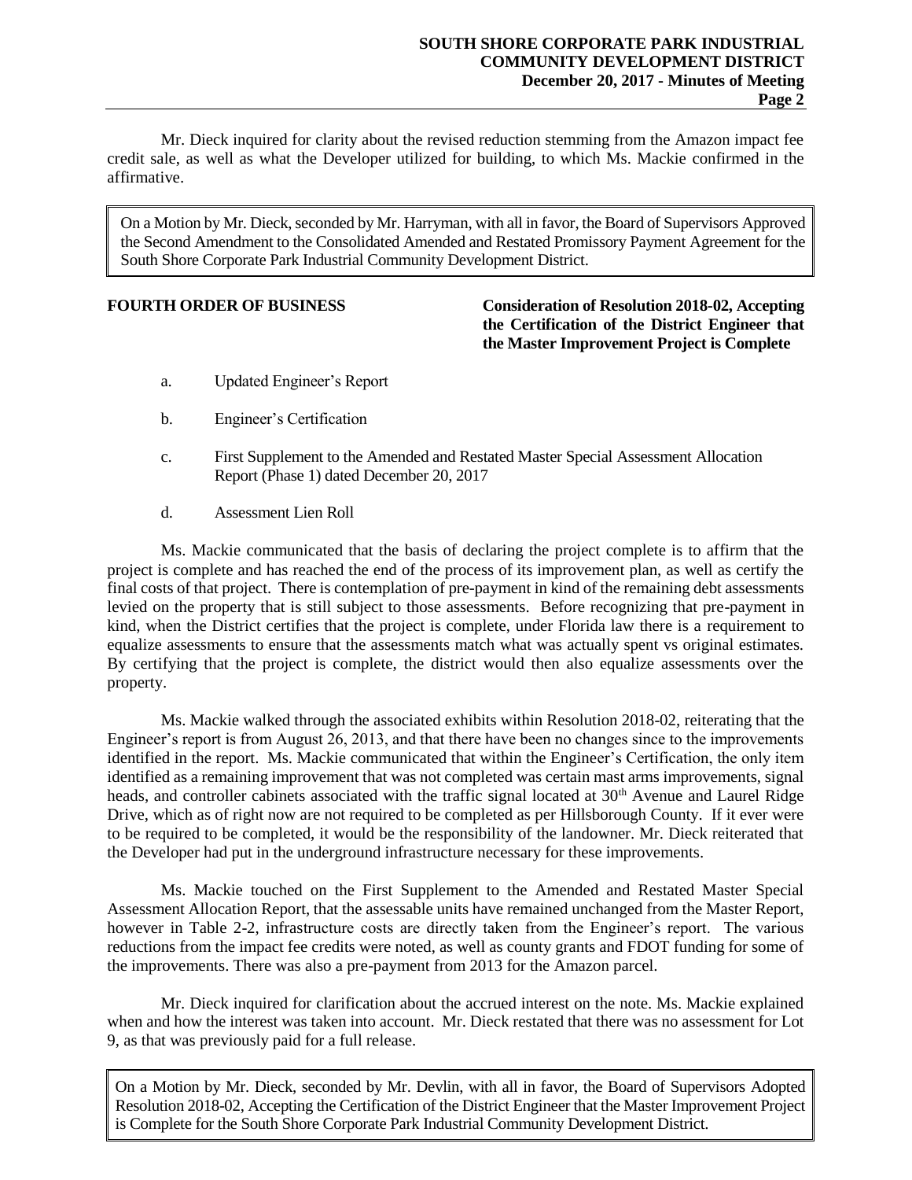Mr. Dieck inquired for clarity about the revised reduction stemming from the Amazon impact fee credit sale, as well as what the Developer utilized for building, to which Ms. Mackie confirmed in the affirmative.

> On a Motion by Mr. Dieck, seconded by Mr. Harryman, with all in favor, the Board of Supervisors Approved the Second Amendment to the Consolidated Amended and Restated Promissory Payment Agreement for the South Shore Corporate Park Industrial Community Development District.

**FOURTH ORDER OF BUSINESS** — **Consideration of Resolution 2018-02, Accepting the Certification of the District Engineer that the Master Improvement Project is Complete**

a. Updated Engineer's Report

b. Engineer's Certification

c. First Supplement to the Amended and Restated Master Special Assessment Allocation Report (Phase 1) dated December 20, 2017

d. Assessment Lien Roll

Ms. Mackie communicated that the basis of declaring the project complete is to affirm that the project is complete and has reached the end of the process of its improvement plan, as well as certify the final costs of that project. There is contemplation of pre-payment in kind of the remaining debt assessments levied on the property that is still subject to those assessments. Before recognizing that pre-payment in kind, when the District certifies that the project is complete, under Florida law there is a requirement to equalize assessments to ensure that the assessments match what was actually spent vs original estimates. By certifying that the project is complete, the district would then also equalize assessments over the property.

Ms. Mackie walked through the associated exhibits within Resolution 2018-02, reiterating that the Engineer's report is from August 26, 2013, and that there have been no changes since to the improvements identified in the report. Ms. Mackie communicated that within the Engineer's Certification, the only item identified as a remaining improvement that was not completed was certain mast arms improvements, signal heads, and controller cabinets associated with the traffic signal located at 30th Avenue and Laurel Ridge Drive, which as of right now are not required to be completed as per Hillsborough County. If it ever were to be required to be completed, it would be the responsibility of the landowner. Mr. Dieck reiterated that the Developer had put in the underground infrastructure necessary for these improvements.

Ms. Mackie touched on the First Supplement to the Amended and Restated Master Special Assessment Allocation Report, that the assessable units have remained unchanged from the Master Report, however in Table 2-2, infrastructure costs are directly taken from the Engineer's report. The various reductions from the impact fee credits were noted, as well as county grants and FDOT funding for some of the improvements. There was also a pre-payment from 2013 for the Amazon parcel.

Mr. Dieck inquired for clarification about the accrued interest on the note. Ms. Mackie explained when and how the interest was taken into account. Mr. Dieck restated that there was no assessment for Lot 9, as that was previously paid for a full release.

> On a Motion by Mr. Dieck, seconded by Mr. Devlin, with all in favor, the Board of Supervisors Adopted Resolution 2018-02, Accepting the Certification of the District Engineer that the Master Improvement Project is Complete for the South Shore Corporate Park Industrial Community Development District.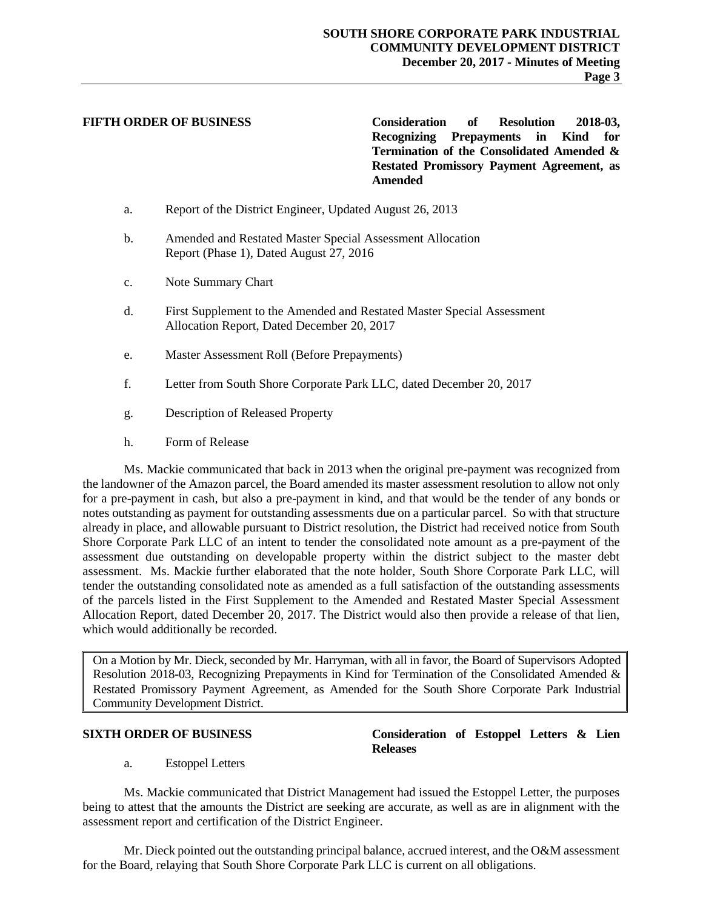**FIFTH ORDER OF BUSINESS** **Consideration of Resolution 2018-03, Recognizing Prepayments in Kind for Termination of the Consolidated Amended & Restated Promissory Payment Agreement, as Amended**

a. Report of the District Engineer, Updated August 26, 2013

b. Amended and Restated Master Special Assessment Allocation Report (Phase 1), Dated August 27, 2016

c. Note Summary Chart

d. First Supplement to the Amended and Restated Master Special Assessment Allocation Report, Dated December 20, 2017

e. Master Assessment Roll (Before Prepayments)

f. Letter from South Shore Corporate Park LLC, dated December 20, 2017

g. Description of Released Property

h. Form of Release

Ms. Mackie communicated that back in 2013 when the original pre-payment was recognized from the landowner of the Amazon parcel, the Board amended its master assessment resolution to allow not only for a pre-payment in cash, but also a pre-payment in kind, and that would be the tender of any bonds or notes outstanding as payment for outstanding assessments due on a particular parcel. So with that structure already in place, and allowable pursuant to District resolution, the District had received notice from South Shore Corporate Park LLC of an intent to tender the consolidated note amount as a pre-payment of the assessment due outstanding on developable property within the district subject to the master debt assessment. Ms. Mackie further elaborated that the note holder, South Shore Corporate Park LLC, will tender the outstanding consolidated note as amended as a full satisfaction of the outstanding assessments of the parcels listed in the First Supplement to the Amended and Restated Master Special Assessment Allocation Report, dated December 20, 2017. The District would also then provide a release of that lien, which would additionally be recorded.

> On a Motion by Mr. Dieck, seconded by Mr. Harryman, with all in favor, the Board of Supervisors Adopted Resolution 2018-03, Recognizing Prepayments in Kind for Termination of the Consolidated Amended & Restated Promissory Payment Agreement, as Amended for the South Shore Corporate Park Industrial Community Development District.

**SIXTH ORDER OF BUSINESS** **Consideration of Estoppel Letters & Lien Releases**

a. Estoppel Letters

Ms. Mackie communicated that District Management had issued the Estoppel Letter, the purposes being to attest that the amounts the District are seeking are accurate, as well as are in alignment with the assessment report and certification of the District Engineer.

Mr. Dieck pointed out the outstanding principal balance, accrued interest, and the O&M assessment for the Board, relaying that South Shore Corporate Park LLC is current on all obligations.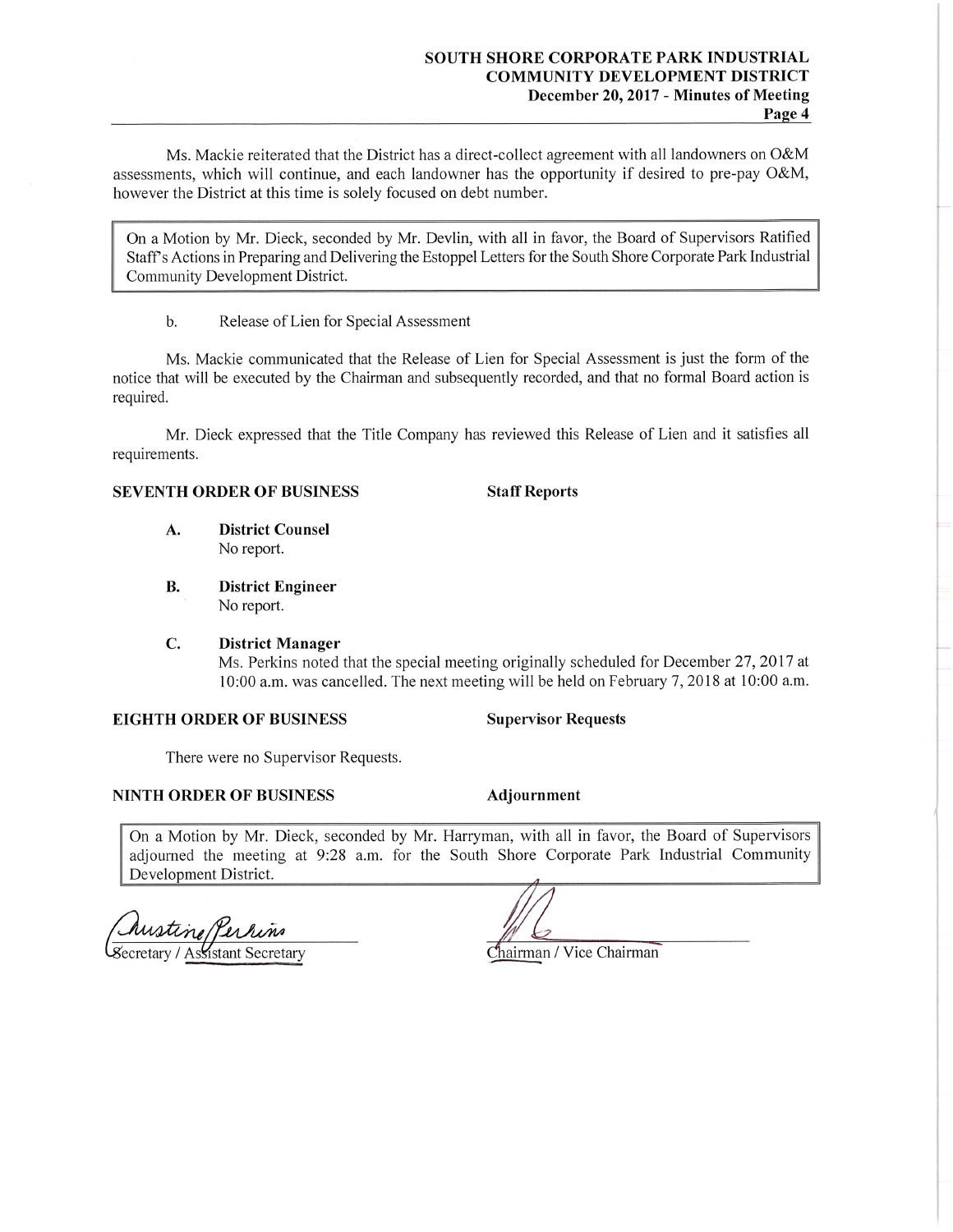Ms. Mackie reiterated that the District has a direct-collect agreement with all landowners on O&M assessments, which will continue, and each landowner has the opportunity if desired to pre-pay O&M, however the District at this time is solely focused on debt number.

> On a Motion by Mr. Dieck, seconded by Mr. Devlin, with all in favor, the Board of Supervisors Ratified Staff's Actions in Preparing and Delivering the Estoppel Letters for the South Shore Corporate Park Industrial Community Development District.

b. Release of Lien for Special Assessment

Ms. Mackie communicated that the Release of Lien for Special Assessment is just the form of the notice that will be executed by the Chairman and subsequently recorded, and that no formal Board action is required.

Mr. Dieck expressed that the Title Company has reviewed this Release of Lien and it satisfies all requirements.

**SEVENTH ORDER OF BUSINESS** **Staff Reports**

**A. District Counsel**
No report.

**B. District Engineer**
No report.

**C. District Manager**
Ms. Perkins noted that the special meeting originally scheduled for December 27, 2017 at 10:00 a.m. was cancelled. The next meeting will be held on February 7, 2018 at 10:00 a.m.

**EIGHTH ORDER OF BUSINESS** **Supervisor Requests**

There were no Supervisor Requests.

**NINTH ORDER OF BUSINESS** **Adjournment**

> On a Motion by Mr. Dieck, seconded by Mr. Harryman, with all in favor, the Board of Supervisors adjourned the meeting at 9:28 a.m. for the South Shore Corporate Park Industrial Community Development District.

Christine Perkins
Secretary / Assistant Secretary

Chairman / Vice Chairman